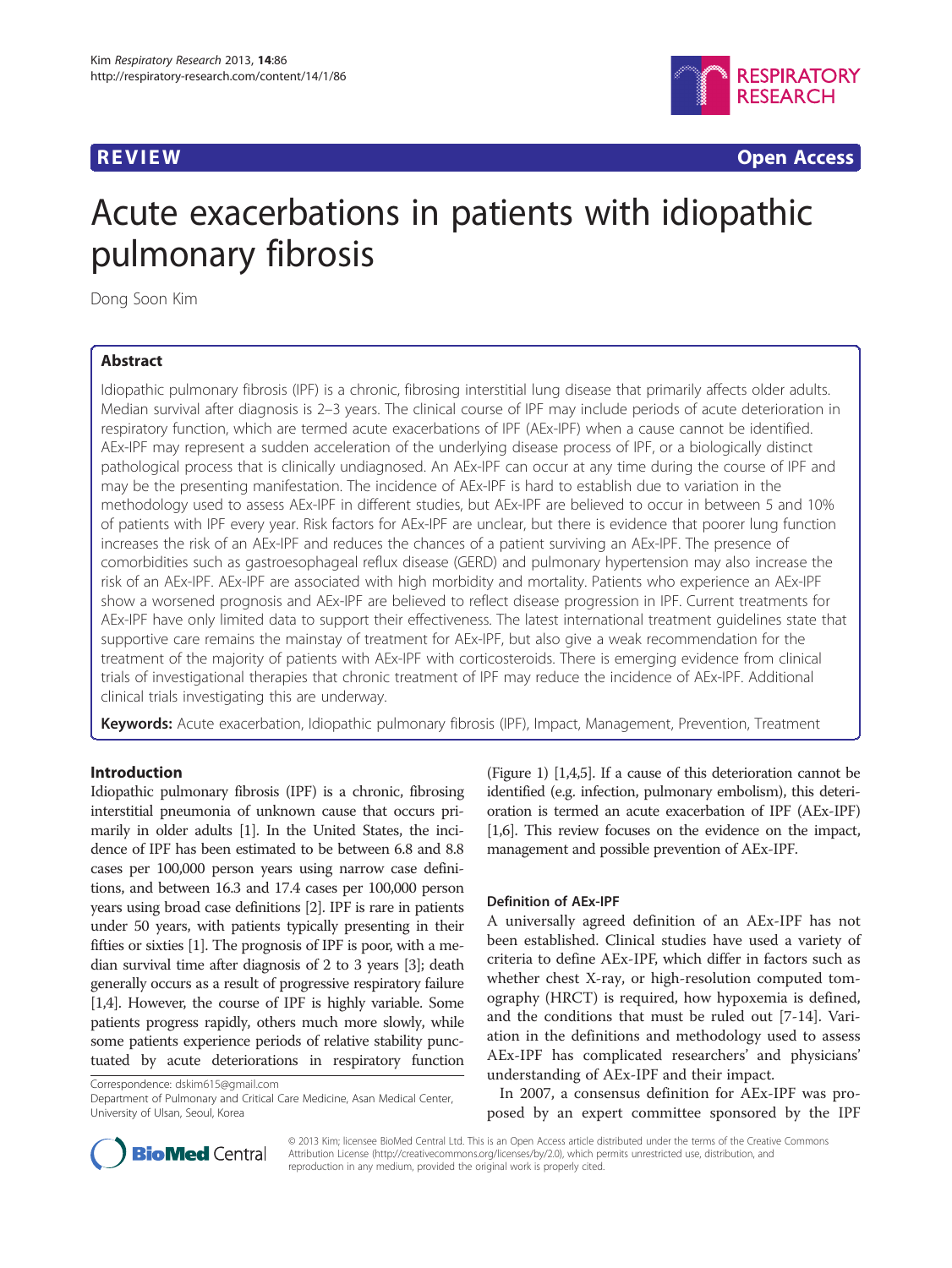REVIEW Open Access

# Acute exacerbations in patients with idiopathic pulmonary fibrosis

Dong Soon Kim

## Abstract

Idiopathic pulmonary fibrosis (IPF) is a chronic, fibrosing interstitial lung disease that primarily affects older adults. Median survival after diagnosis is 2–3 years. The clinical course of IPF may include periods of acute deterioration in respiratory function, which are termed acute exacerbations of IPF (AEx-IPF) when a cause cannot be identified. AEx-IPF may represent a sudden acceleration of the underlying disease process of IPF, or a biologically distinct pathological process that is clinically undiagnosed. An AEx-IPF can occur at any time during the course of IPF and may be the presenting manifestation. The incidence of AEx-IPF is hard to establish due to variation in the methodology used to assess AEx-IPF in different studies, but AEx-IPF are believed to occur in between 5 and 10% of patients with IPF every year. Risk factors for AEx-IPF are unclear, but there is evidence that poorer lung function increases the risk of an AEx-IPF and reduces the chances of a patient surviving an AEx-IPF. The presence of comorbidities such as gastroesophageal reflux disease (GERD) and pulmonary hypertension may also increase the risk of an AEx-IPF. AEx-IPF are associated with high morbidity and mortality. Patients who experience an AEx-IPF show a worsened prognosis and AEx-IPF are believed to reflect disease progression in IPF. Current treatments for AEx-IPF have only limited data to support their effectiveness. The latest international treatment guidelines state that supportive care remains the mainstay of treatment for AEx-IPF, but also give a weak recommendation for the treatment of the majority of patients with AEx-IPF with corticosteroids. There is emerging evidence from clinical trials of investigational therapies that chronic treatment of IPF may reduce the incidence of AEx-IPF. Additional clinical trials investigating this are underway.

**Keywords:** Acute exacerbation, Idiopathic pulmonary fibrosis (IPF), Impact, Management, Prevention, Treatment

## Introduction

Idiopathic pulmonary fibrosis (IPF) is a chronic, fibrosing interstitial pneumonia of unknown cause that occurs primarily in older adults [1]. In the United States, the incidence of IPF has been estimated to be between 6.8 and 8.8 cases per 100,000 person years using narrow case definitions, and between 16.3 and 17.4 cases per 100,000 person years using broad case definitions [2]. IPF is rare in patients under 50 years, with patients typically presenting in their fifties or sixties [1]. The prognosis of IPF is poor, with a median survival time after diagnosis of 2 to 3 years [3]; death generally occurs as a result of progressive respiratory failure [1,4]. However, the course of IPF is highly variable. Some patients progress rapidly, others much more slowly, while some patients experience periods of relative stability punctuated by acute deteriorations in respiratory function (Figure 1) [1,4,5]. If a cause of this deterioration cannot be identified (e.g. infection, pulmonary embolism), this deterioration is termed an acute exacerbation of IPF (AEx-IPF) [1,6]. This review focuses on the evidence on the impact, management and possible prevention of AEx-IPF.

Correspondence: dskim615@gmail.com
Department of Pulmonary and Critical Care Medicine, Asan Medical Center, University of Ulsan, Seoul, Korea

### Definition of AEx-IPF

A universally agreed definition of an AEx-IPF has not been established. Clinical studies have used a variety of criteria to define AEx-IPF, which differ in factors such as whether chest X-ray, or high-resolution computed tomography (HRCT) is required, how hypoxemia is defined, and the conditions that must be ruled out [7-14]. Variation in the definitions and methodology used to assess AEx-IPF has complicated researchers' and physicians' understanding of AEx-IPF and their impact.

In 2007, a consensus definition for AEx-IPF was proposed by an expert committee sponsored by the IPF

© 2013 Kim; licensee BioMed Central Ltd. This is an Open Access article distributed under the terms of the Creative Commons Attribution License (http://creativecommons.org/licenses/by/2.0), which permits unrestricted use, distribution, and reproduction in any medium, provided the original work is properly cited.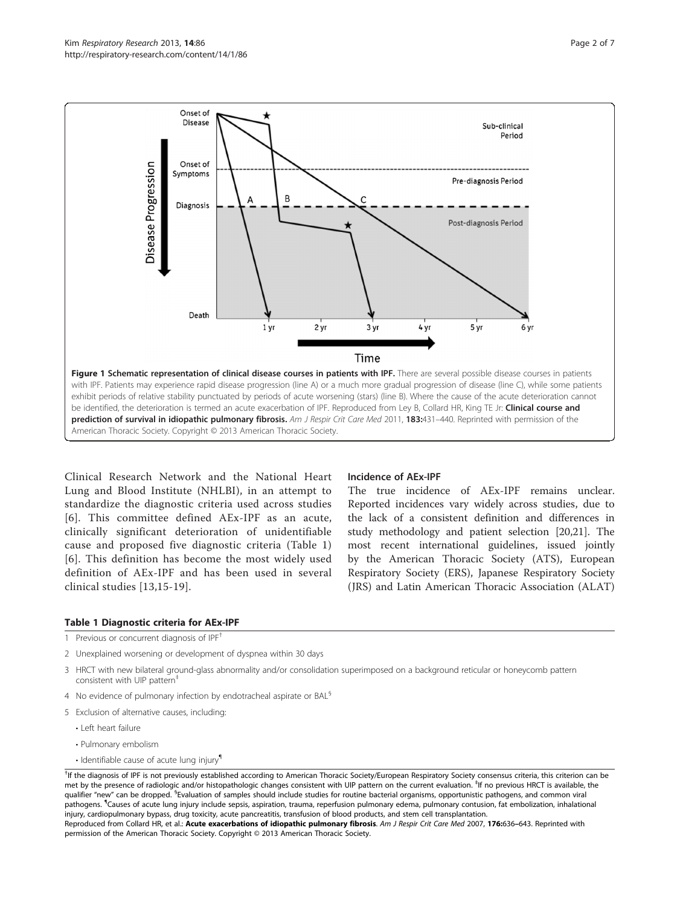**Figure 1 Schematic representation of clinical disease courses in patients with IPF.** There are several possible disease courses in patients with IPF. Patients may experience rapid disease progression (line A) or a much more gradual progression of disease (line C), while some patients exhibit periods of relative stability punctuated by periods of acute worsening (stars) (line B). Where the cause of the acute deterioration cannot be identified, the deterioration is termed an acute exacerbation of IPF. Reproduced from Ley B, Collard HR, King TE Jr: **Clinical course and prediction of survival in idiopathic pulmonary fibrosis.** *Am J Respir Crit Care Med* 2011, **183:**431–440. Reprinted with permission of the American Thoracic Society. Copyright © 2013 American Thoracic Society.

Clinical Research Network and the National Heart Lung and Blood Institute (NHLBI), in an attempt to standardize the diagnostic criteria used across studies [6]. This committee defined AEx-IPF as an acute, clinically significant deterioration of unidentifiable cause and proposed five diagnostic criteria (Table 1) [6]. This definition has become the most widely used definition of AEx-IPF and has been used in several clinical studies [13,15-19].

### Incidence of AEx-IPF

The true incidence of AEx-IPF remains unclear. Reported incidences vary widely across studies, due to the lack of a consistent definition and differences in study methodology and patient selection [20,21]. The most recent international guidelines, issued jointly by the American Thoracic Society (ATS), European Respiratory Society (ERS), Japanese Respiratory Society (JRS) and Latin American Thoracic Association (ALAT)

**Table 1 Diagnostic criteria for AEx-IPF**

| | |
|---|---|
| 1 | Previous or concurrent diagnosis of IPF[†] |
| 2 | Unexplained worsening or development of dyspnea within 30 days |
| 3 | HRCT with new bilateral ground-glass abnormality and/or consolidation superimposed on a background reticular or honeycomb pattern consistent with UIP pattern[‡] |
| 4 | No evidence of pulmonary infection by endotracheal aspirate or BAL[§] |
| 5 | Exclusion of alternative causes, including: |
| | • Left heart failure |
| | • Pulmonary embolism |
| | • Identifiable cause of acute lung injury[¶] |

[†]If the diagnosis of IPF is not previously established according to American Thoracic Society/European Respiratory Society consensus criteria, this criterion can be met by the presence of radiologic and/or histopathologic changes consistent with UIP pattern on the current evaluation. [‡]If no previous HRCT is available, the qualifier "new" can be dropped. [§]Evaluation of samples should include studies for routine bacterial organisms, opportunistic pathogens, and common viral pathogens. [¶]Causes of acute lung injury include sepsis, aspiration, trauma, reperfusion pulmonary edema, pulmonary contusion, fat embolization, inhalational injury, cardiopulmonary bypass, drug toxicity, acute pancreatitis, transfusion of blood products, and stem cell transplantation.
Reproduced from Collard HR, et al.: **Acute exacerbations of idiopathic pulmonary fibrosis**. *Am J Respir Crit Care Med* 2007, **176:**636–643. Reprinted with permission of the American Thoracic Society. Copyright © 2013 American Thoracic Society.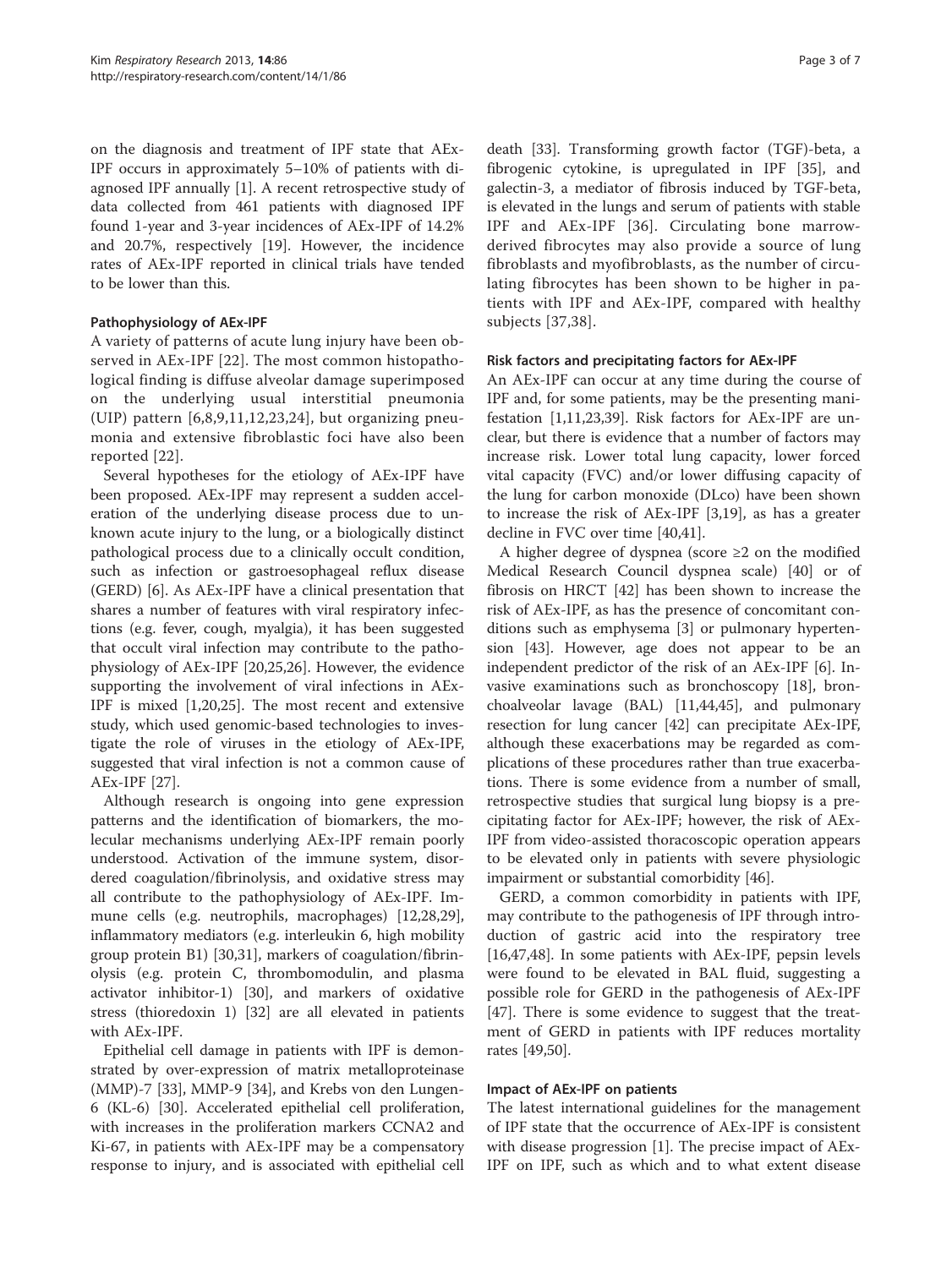on the diagnosis and treatment of IPF state that AEx-IPF occurs in approximately 5–10% of patients with diagnosed IPF annually [1]. A recent retrospective study of data collected from 461 patients with diagnosed IPF found 1-year and 3-year incidences of AEx-IPF of 14.2% and 20.7%, respectively [19]. However, the incidence rates of AEx-IPF reported in clinical trials have tended to be lower than this.

### Pathophysiology of AEx-IPF

A variety of patterns of acute lung injury have been observed in AEx-IPF [22]. The most common histopathological finding is diffuse alveolar damage superimposed on the underlying usual interstitial pneumonia (UIP) pattern [6,8,9,11,12,23,24], but organizing pneumonia and extensive fibroblastic foci have also been reported [22].

Several hypotheses for the etiology of AEx-IPF have been proposed. AEx-IPF may represent a sudden acceleration of the underlying disease process due to unknown acute injury to the lung, or a biologically distinct pathological process due to a clinically occult condition, such as infection or gastroesophageal reflux disease (GERD) [6]. As AEx-IPF have a clinical presentation that shares a number of features with viral respiratory infections (e.g. fever, cough, myalgia), it has been suggested that occult viral infection may contribute to the pathophysiology of AEx-IPF [20,25,26]. However, the evidence supporting the involvement of viral infections in AEx-IPF is mixed [1,20,25]. The most recent and extensive study, which used genomic-based technologies to investigate the role of viruses in the etiology of AEx-IPF, suggested that viral infection is not a common cause of AEx-IPF [27].

Although research is ongoing into gene expression patterns and the identification of biomarkers, the molecular mechanisms underlying AEx-IPF remain poorly understood. Activation of the immune system, disordered coagulation/fibrinolysis, and oxidative stress may all contribute to the pathophysiology of AEx-IPF. Immune cells (e.g. neutrophils, macrophages) [12,28,29], inflammatory mediators (e.g. interleukin 6, high mobility group protein B1) [30,31], markers of coagulation/fibrinolysis (e.g. protein C, thrombomodulin, and plasma activator inhibitor-1) [30], and markers of oxidative stress (thioredoxin 1) [32] are all elevated in patients with AEx-IPF.

Epithelial cell damage in patients with IPF is demonstrated by over-expression of matrix metalloproteinase (MMP)-7 [33], MMP-9 [34], and Krebs von den Lungen-6 (KL-6) [30]. Accelerated epithelial cell proliferation, with increases in the proliferation markers CCNA2 and Ki-67, in patients with AEx-IPF may be a compensatory response to injury, and is associated with epithelial cell death [33]. Transforming growth factor (TGF)-beta, a fibrogenic cytokine, is upregulated in IPF [35], and galectin-3, a mediator of fibrosis induced by TGF-beta, is elevated in the lungs and serum of patients with stable IPF and AEx-IPF [36]. Circulating bone marrow-derived fibrocytes may also provide a source of lung fibroblasts and myofibroblasts, as the number of circulating fibrocytes has been shown to be higher in patients with IPF and AEx-IPF, compared with healthy subjects [37,38].

### Risk factors and precipitating factors for AEx-IPF

An AEx-IPF can occur at any time during the course of IPF and, for some patients, may be the presenting manifestation [1,11,23,39]. Risk factors for AEx-IPF are unclear, but there is evidence that a number of factors may increase risk. Lower total lung capacity, lower forced vital capacity (FVC) and/or lower diffusing capacity of the lung for carbon monoxide (DLco) have been shown to increase the risk of AEx-IPF [3,19], as has a greater decline in FVC over time [40,41].

A higher degree of dyspnea (score ≥2 on the modified Medical Research Council dyspnea scale) [40] or of fibrosis on HRCT [42] has been shown to increase the risk of AEx-IPF, as has the presence of concomitant conditions such as emphysema [3] or pulmonary hypertension [43]. However, age does not appear to be an independent predictor of the risk of an AEx-IPF [6]. Invasive examinations such as bronchoscopy [18], bronchoalveolar lavage (BAL) [11,44,45], and pulmonary resection for lung cancer [42] can precipitate AEx-IPF, although these exacerbations may be regarded as complications of these procedures rather than true exacerbations. There is some evidence from a number of small, retrospective studies that surgical lung biopsy is a precipitating factor for AEx-IPF; however, the risk of AEx-IPF from video-assisted thoracoscopic operation appears to be elevated only in patients with severe physiologic impairment or substantial comorbidity [46].

GERD, a common comorbidity in patients with IPF, may contribute to the pathogenesis of IPF through introduction of gastric acid into the respiratory tree [16,47,48]. In some patients with AEx-IPF, pepsin levels were found to be elevated in BAL fluid, suggesting a possible role for GERD in the pathogenesis of AEx-IPF [47]. There is some evidence to suggest that the treatment of GERD in patients with IPF reduces mortality rates [49,50].

### Impact of AEx-IPF on patients

The latest international guidelines for the management of IPF state that the occurrence of AEx-IPF is consistent with disease progression [1]. The precise impact of AEx-IPF on IPF, such as which and to what extent disease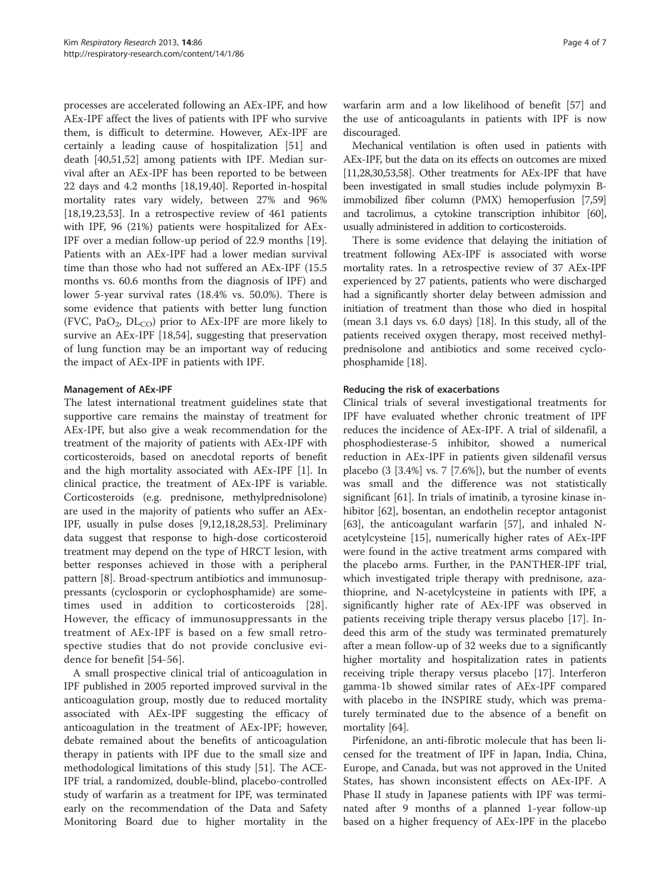processes are accelerated following an AEx-IPF, and how AEx-IPF affect the lives of patients with IPF who survive them, is difficult to determine. However, AEx-IPF are certainly a leading cause of hospitalization [51] and death [40,51,52] among patients with IPF. Median survival after an AEx-IPF has been reported to be between 22 days and 4.2 months [18,19,40]. Reported in-hospital mortality rates vary widely, between 27% and 96% [18,19,23,53]. In a retrospective review of 461 patients with IPF, 96 (21%) patients were hospitalized for AEx-IPF over a median follow-up period of 22.9 months [19]. Patients with an AEx-IPF had a lower median survival time than those who had not suffered an AEx-IPF (15.5 months vs. 60.6 months from the diagnosis of IPF) and lower 5-year survival rates (18.4% vs. 50.0%). There is some evidence that patients with better lung function (FVC, $PaO_2$, $DL_{CO}$) prior to AEx-IPF are more likely to survive an AEx-IPF [18,54], suggesting that preservation of lung function may be an important way of reducing the impact of AEx-IPF in patients with IPF.

### Management of AEx-IPF

The latest international treatment guidelines state that supportive care remains the mainstay of treatment for AEx-IPF, but also give a weak recommendation for the treatment of the majority of patients with AEx-IPF with corticosteroids, based on anecdotal reports of benefit and the high mortality associated with AEx-IPF [1]. In clinical practice, the treatment of AEx-IPF is variable. Corticosteroids (e.g. prednisone, methylprednisolone) are used in the majority of patients who suffer an AEx-IPF, usually in pulse doses [9,12,18,28,53]. Preliminary data suggest that response to high-dose corticosteroid treatment may depend on the type of HRCT lesion, with better responses achieved in those with a peripheral pattern [8]. Broad-spectrum antibiotics and immunosuppressants (cyclosporin or cyclophosphamide) are sometimes used in addition to corticosteroids [28]. However, the efficacy of immunosuppressants in the treatment of AEx-IPF is based on a few small retrospective studies that do not provide conclusive evidence for benefit [54-56].

A small prospective clinical trial of anticoagulation in IPF published in 2005 reported improved survival in the anticoagulation group, mostly due to reduced mortality associated with AEx-IPF suggesting the efficacy of anticoagulation in the treatment of AEx-IPF; however, debate remained about the benefits of anticoagulation therapy in patients with IPF due to the small size and methodological limitations of this study [51]. The ACE-IPF trial, a randomized, double-blind, placebo-controlled study of warfarin as a treatment for IPF, was terminated early on the recommendation of the Data and Safety Monitoring Board due to higher mortality in the warfarin arm and a low likelihood of benefit [57] and the use of anticoagulants in patients with IPF is now discouraged.

Mechanical ventilation is often used in patients with AEx-IPF, but the data on its effects on outcomes are mixed [11,28,30,53,58]. Other treatments for AEx-IPF that have been investigated in small studies include polymyxin B-immobilized fiber column (PMX) hemoperfusion [7,59] and tacrolimus, a cytokine transcription inhibitor [60], usually administered in addition to corticosteroids.

There is some evidence that delaying the initiation of treatment following AEx-IPF is associated with worse mortality rates. In a retrospective review of 37 AEx-IPF experienced by 27 patients, patients who were discharged had a significantly shorter delay between admission and initiation of treatment than those who died in hospital (mean 3.1 days vs. 6.0 days) [18]. In this study, all of the patients received oxygen therapy, most received methylprednisolone and antibiotics and some received cyclophosphamide [18].

### Reducing the risk of exacerbations

Clinical trials of several investigational treatments for IPF have evaluated whether chronic treatment of IPF reduces the incidence of AEx-IPF. A trial of sildenafil, a phosphodiesterase-5 inhibitor, showed a numerical reduction in AEx-IPF in patients given sildenafil versus placebo (3 [3.4%] vs. 7 [7.6%]), but the number of events was small and the difference was not statistically significant [61]. In trials of imatinib, a tyrosine kinase inhibitor [62], bosentan, an endothelin receptor antagonist [63], the anticoagulant warfarin [57], and inhaled N-acetylcysteine [15], numerically higher rates of AEx-IPF were found in the active treatment arms compared with the placebo arms. Further, in the PANTHER-IPF trial, which investigated triple therapy with prednisone, azathioprine, and N-acetylcysteine in patients with IPF, a significantly higher rate of AEx-IPF was observed in patients receiving triple therapy versus placebo [17]. Indeed this arm of the study was terminated prematurely after a mean follow-up of 32 weeks due to a significantly higher mortality and hospitalization rates in patients receiving triple therapy versus placebo [17]. Interferon gamma-1b showed similar rates of AEx-IPF compared with placebo in the INSPIRE study, which was prematurely terminated due to the absence of a benefit on mortality [64].

Pirfenidone, an anti-fibrotic molecule that has been licensed for the treatment of IPF in Japan, India, China, Europe, and Canada, but was not approved in the United States, has shown inconsistent effects on AEx-IPF. A Phase II study in Japanese patients with IPF was terminated after 9 months of a planned 1-year follow-up based on a higher frequency of AEx-IPF in the placebo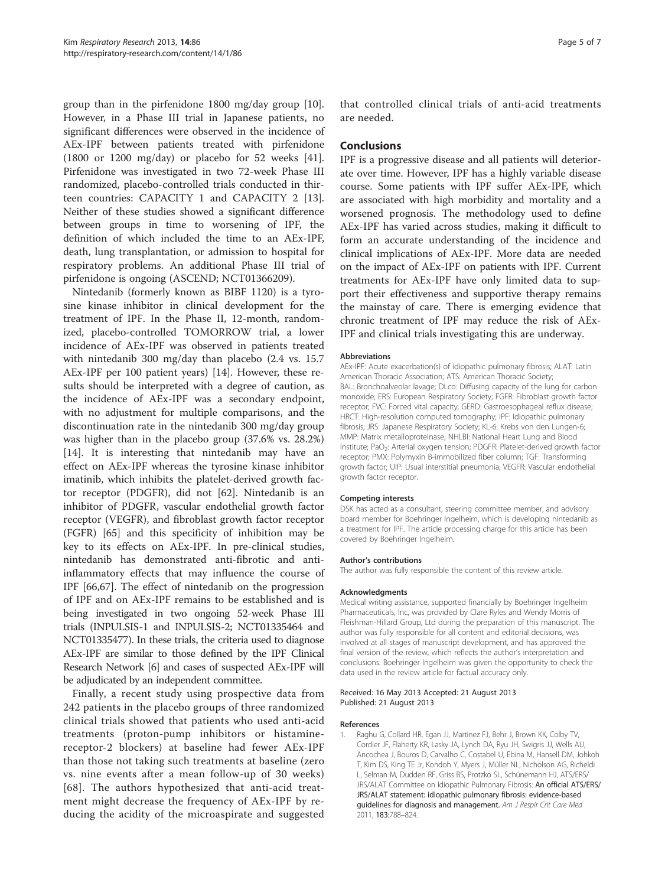group than in the pirfenidone 1800 mg/day group [10]. However, in a Phase III trial in Japanese patients, no significant differences were observed in the incidence of AEx-IPF between patients treated with pirfenidone (1800 or 1200 mg/day) or placebo for 52 weeks [41]. Pirfenidone was investigated in two 72-week Phase III randomized, placebo-controlled trials conducted in thirteen countries: CAPACITY 1 and CAPACITY 2 [13]. Neither of these studies showed a significant difference between groups in time to worsening of IPF, the definition of which included the time to an AEx-IPF, death, lung transplantation, or admission to hospital for respiratory problems. An additional Phase III trial of pirfenidone is ongoing (ASCEND; NCT01366209).

Nintedanib (formerly known as BIBF 1120) is a tyrosine kinase inhibitor in clinical development for the treatment of IPF. In the Phase II, 12-month, randomized, placebo-controlled TOMORROW trial, a lower incidence of AEx-IPF was observed in patients treated with nintedanib 300 mg/day than placebo (2.4 vs. 15.7 AEx-IPF per 100 patient years) [14]. However, these results should be interpreted with a degree of caution, as the incidence of AEx-IPF was a secondary endpoint, with no adjustment for multiple comparisons, and the discontinuation rate in the nintedanib 300 mg/day group was higher than in the placebo group (37.6% vs. 28.2%) [14]. It is interesting that nintedanib may have an effect on AEx-IPF whereas the tyrosine kinase inhibitor imatinib, which inhibits the platelet-derived growth factor receptor (PDGFR), did not [62]. Nintedanib is an inhibitor of PDGFR, vascular endothelial growth factor receptor (VEGFR), and fibroblast growth factor receptor (FGFR) [65] and this specificity of inhibition may be key to its effects on AEx-IPF. In pre-clinical studies, nintedanib has demonstrated anti-fibrotic and anti-inflammatory effects that may influence the course of IPF [66,67]. The effect of nintedanib on the progression of IPF and on AEx-IPF remains to be established and is being investigated in two ongoing 52-week Phase III trials (INPULSIS-1 and INPULSIS-2; NCT01335464 and NCT01335477). In these trials, the criteria used to diagnose AEx-IPF are similar to those defined by the IPF Clinical Research Network [6] and cases of suspected AEx-IPF will be adjudicated by an independent committee.

Finally, a recent study using prospective data from 242 patients in the placebo groups of three randomized clinical trials showed that patients who used anti-acid treatments (proton-pump inhibitors or histamine-receptor-2 blockers) at baseline had fewer AEx-IPF than those not taking such treatments at baseline (zero vs. nine events after a mean follow-up of 30 weeks) [68]. The authors hypothesized that anti-acid treatment might decrease the frequency of AEx-IPF by reducing the acidity of the microaspirate and suggested that controlled clinical trials of anti-acid treatments are needed.

## Conclusions

IPF is a progressive disease and all patients will deteriorate over time. However, IPF has a highly variable disease course. Some patients with IPF suffer AEx-IPF, which are associated with high morbidity and mortality and a worsened prognosis. The methodology used to define AEx-IPF has varied across studies, making it difficult to form an accurate understanding of the incidence and clinical implications of AEx-IPF. More data are needed on the impact of AEx-IPF on patients with IPF. Current treatments for AEx-IPF have only limited data to support their effectiveness and supportive therapy remains the mainstay of care. There is emerging evidence that chronic treatment of IPF may reduce the risk of AEx-IPF and clinical trials investigating this are underway.

#### Abbreviations

AEx-IPF: Acute exacerbation(s) of idiopathic pulmonary fibrosis; ALAT: Latin American Thoracic Association; ATS: American Thoracic Society; BAL: Bronchoalveolar lavage; DLco: Diffusing capacity of the lung for carbon monoxide; ERS: European Respiratory Society; FGFR: Fibroblast growth factor receptor; FVC: Forced vital capacity; GERD: Gastroesophageal reflux disease; HRCT: High-resolution computed tomography; IPF: Idiopathic pulmonary fibrosis; JRS: Japanese Respiratory Society; KL-6: Krebs von den Lungen-6; MMP: Matrix metalloproteinase; NHLBI: National Heart Lung and Blood Institute; $PaO_2$: Arterial oxygen tension; PDGFR: Platelet-derived growth factor receptor; PMX: Polymyxin B-immobilized fiber column; TGF: Transforming growth factor; UIP: Usual interstitial pneumonia; VEGFR: Vascular endothelial growth factor receptor.

#### Competing interests

DSK has acted as a consultant, steering committee member, and advisory board member for Boehringer Ingelheim, which is developing nintedanib as a treatment for IPF. The article processing charge for this article has been covered by Boehringer Ingelheim.

#### Author's contributions

The author was fully responsible the content of this review article.

#### Acknowledgments

Medical writing assistance, supported financially by Boehringer Ingelheim Pharmaceuticals, Inc, was provided by Clare Ryles and Wendy Morris of Fleishman-Hillard Group, Ltd during the preparation of this manuscript. The author was fully responsible for all content and editorial decisions, was involved at all stages of manuscript development, and has approved the final version of the review, which reflects the author's interpretation and conclusions. Boehringer Ingelheim was given the opportunity to check the data used in the review article for factual accuracy only.

Received: 16 May 2013 Accepted: 21 August 2013
Published: 21 August 2013

#### References

1. Raghu G, Collard HR, Egan JJ, Martinez FJ, Behr J, Brown KK, Colby TV, Cordier JF, Flaherty KR, Lasky JA, Lynch DA, Ryu JH, Swigris JJ, Wells AU, Ancochea J, Bouros D, Carvalho C, Costabel U, Ebina M, Hansell DM, Johkoh T, Kim DS, King TE Jr, Kondoh Y, Myers J, Müller NL, Nicholson AG, Richeldi L, Selman M, Dudden RF, Griss BS, Protzko SL, Schünemann HJ, ATS/ERS/JRS/ALAT Committee on Idiopathic Pulmonary Fibrosis: **An official ATS/ERS/JRS/ALAT statement: idiopathic pulmonary fibrosis: evidence-based guidelines for diagnosis and management.** *Am J Respir Crit Care Med* 2011, **183:**788–824.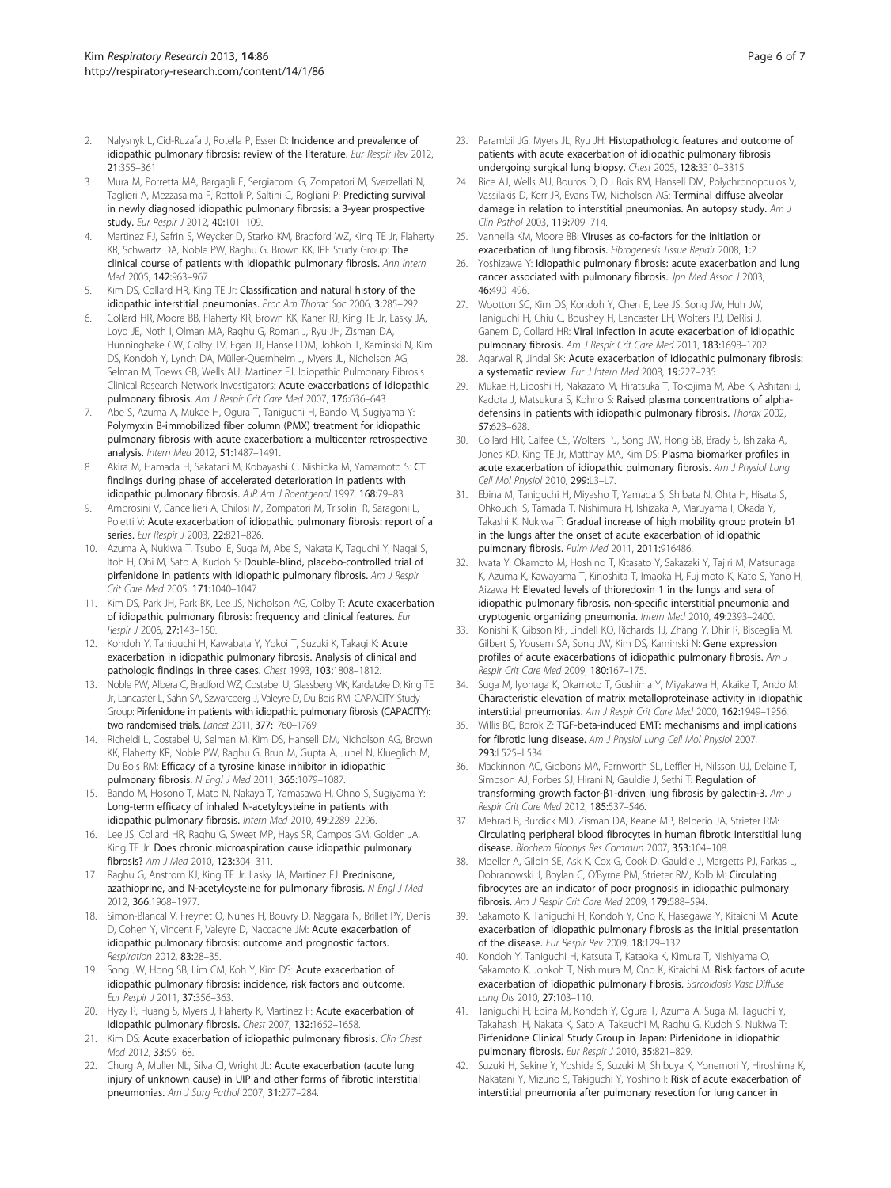2. Nalysnyk L, Cid-Ruzafa J, Rotella P, Esser D: **Incidence and prevalence of idiopathic pulmonary fibrosis: review of the literature.** *Eur Respir Rev* 2012, **21:**355–361.
3. Mura M, Porretta MA, Bargagli E, Sergiacomi G, Zompatori M, Sverzellati N, Taglieri A, Mezzasalma F, Rottoli P, Saltini C, Rogliani P: **Predicting survival in newly diagnosed idiopathic pulmonary fibrosis: a 3-year prospective study.** *Eur Respir J* 2012, **40:**101–109.
4. Martinez FJ, Safrin S, Weycker D, Starko KM, Bradford WZ, King TE Jr, Flaherty KR, Schwartz DA, Noble PW, Raghu G, Brown KK, IPF Study Group: **The clinical course of patients with idiopathic pulmonary fibrosis.** *Ann Intern Med* 2005, **142:**963–967.
5. Kim DS, Collard HR, King TE Jr: **Classification and natural history of the idiopathic interstitial pneumonias.** *Proc Am Thorac Soc* 2006, **3:**285–292.
6. Collard HR, Moore BB, Flaherty KR, Brown KK, Kaner RJ, King TE Jr, Lasky JA, Loyd JE, Noth I, Olman MA, Raghu G, Roman J, Ryu JH, Zisman DA, Hunninghake GW, Colby TV, Egan JJ, Hansell DM, Johkoh T, Kaminski N, Kim DS, Kondoh Y, Lynch DA, Müller-Quernheim J, Myers JL, Nicholson AG, Selman M, Toews GB, Wells AU, Martinez FJ, Idiopathic Pulmonary Fibrosis Clinical Research Network Investigators: **Acute exacerbations of idiopathic pulmonary fibrosis.** *Am J Respir Crit Care Med* 2007, **176:**636–643.
7. Abe S, Azuma A, Mukae H, Ogura T, Taniguchi H, Bando M, Sugiyama Y: **Polymyxin B-immobilized fiber column (PMX) treatment for idiopathic pulmonary fibrosis with acute exacerbation: a multicenter retrospective analysis.** *Intern Med* 2012, **51:**1487–1491.
8. Akira M, Hamada H, Sakatani M, Kobayashi C, Nishioka M, Yamamoto S: **CT findings during phase of accelerated deterioration in patients with idiopathic pulmonary fibrosis.** *AJR Am J Roentgenol* 1997, **168:**79–83.
9. Ambrosini V, Cancellieri A, Chilosi M, Zompatori M, Trisolini R, Saragoni L, Poletti V: **Acute exacerbation of idiopathic pulmonary fibrosis: report of a series.** *Eur Respir J* 2003, **22:**821–826.
10. Azuma A, Nukiwa T, Tsuboi E, Suga M, Abe S, Nakata K, Taguchi Y, Nagai S, Itoh H, Ohi M, Sato A, Kudoh S: **Double-blind, placebo-controlled trial of pirfenidone in patients with idiopathic pulmonary fibrosis.** *Am J Respir Crit Care Med* 2005, **171:**1040–1047.
11. Kim DS, Park JH, Park BK, Lee JS, Nicholson AG, Colby T: **Acute exacerbation of idiopathic pulmonary fibrosis: frequency and clinical features.** *Eur Respir J* 2006, **27:**143–150.
12. Kondoh Y, Taniguchi H, Kawabata Y, Yokoi T, Suzuki K, Takagi K: **Acute exacerbation in idiopathic pulmonary fibrosis. Analysis of clinical and pathologic findings in three cases.** *Chest* 1993, **103:**1808–1812.
13. Noble PW, Albera C, Bradford WZ, Costabel U, Glassberg MK, Kardatzke D, King TE Jr, Lancaster L, Sahn SA, Szwarcberg J, Valeyre D, Du Bois RM, CAPACITY Study Group: **Pirfenidone in patients with idiopathic pulmonary fibrosis (CAPACITY): two randomised trials.** *Lancet* 2011, **377:**1760–1769.
14. Richeldi L, Costabel U, Selman M, Kim DS, Hansell DM, Nicholson AG, Brown KK, Flaherty KR, Noble PW, Raghu G, Brun M, Gupta A, Juhel N, Klueglich M, Du Bois RM: **Efficacy of a tyrosine kinase inhibitor in idiopathic pulmonary fibrosis.** *N Engl J Med* 2011, **365:**1079–1087.
15. Bando M, Hosono T, Mato N, Nakaya T, Yamasawa H, Ohno S, Sugiyama Y: **Long-term efficacy of inhaled N-acetylcysteine in patients with idiopathic pulmonary fibrosis.** *Intern Med* 2010, **49:**2289–2296.
16. Lee JS, Collard HR, Raghu G, Sweet MP, Hays SR, Campos GM, Golden JA, King TE Jr: **Does chronic microaspiration cause idiopathic pulmonary fibrosis?** *Am J Med* 2010, **123:**304–311.
17. Raghu G, Anstrom KJ, King TE Jr, Lasky JA, Martinez FJ: **Prednisone, azathioprine, and N-acetylcysteine for pulmonary fibrosis.** *N Engl J Med* 2012, **366:**1968–1977.
18. Simon-Blancal V, Freynet O, Nunes H, Bouvry D, Naggara N, Brillet PY, Denis D, Cohen Y, Vincent F, Valeyre D, Naccache JM: **Acute exacerbation of idiopathic pulmonary fibrosis: outcome and prognostic factors.** *Respiration* 2012, **83:**28–35.
19. Song JW, Hong SB, Lim CM, Koh Y, Kim DS: **Acute exacerbation of idiopathic pulmonary fibrosis: incidence, risk factors and outcome.** *Eur Respir J* 2011, **37:**356–363.
20. Hyzy R, Huang S, Myers J, Flaherty K, Martinez F: **Acute exacerbation of idiopathic pulmonary fibrosis.** *Chest* 2007, **132:**1652–1658.
21. Kim DS: **Acute exacerbation of idiopathic pulmonary fibrosis.** *Clin Chest Med* 2012, **33:**59–68.
22. Churg A, Muller NL, Silva CI, Wright JL: **Acute exacerbation (acute lung injury of unknown cause) in UIP and other forms of fibrotic interstitial pneumonias.** *Am J Surg Pathol* 2007, **31:**277–284.
23. Parambil JG, Myers JL, Ryu JH: **Histopathologic features and outcome of patients with acute exacerbation of idiopathic pulmonary fibrosis undergoing surgical lung biopsy.** *Chest* 2005, **128:**3310–3315.
24. Rice AJ, Wells AU, Bouros D, Du Bois RM, Hansell DM, Polychronopoulos V, Vassilakis D, Kerr JR, Evans TW, Nicholson AG: **Terminal diffuse alveolar damage in relation to interstitial pneumonias. An autopsy study.** *Am J Clin Pathol* 2003, **119:**709–714.
25. Vannella KM, Moore BB: **Viruses as co-factors for the initiation or exacerbation of lung fibrosis.** *Fibrogenesis Tissue Repair* 2008, **1:**2.
26. Yoshizawa Y: **Idiopathic pulmonary fibrosis: acute exacerbation and lung cancer associated with pulmonary fibrosis.** *Jpn Med Assoc J* 2003, **46:**490–496.
27. Wootton SC, Kim DS, Kondoh Y, Chen E, Lee JS, Song JW, Huh JW, Taniguchi H, Chiu C, Boushey H, Lancaster LH, Wolters PJ, DeRisi J, Ganem D, Collard HR: **Viral infection in acute exacerbation of idiopathic pulmonary fibrosis.** *Am J Respir Crit Care Med* 2011, **183:**1698–1702.
28. Agarwal R, Jindal SK: **Acute exacerbation of idiopathic pulmonary fibrosis: a systematic review.** *Eur J Intern Med* 2008, **19:**227–235.
29. Mukae H, Iiboshi H, Nakazato M, Hiratsuka T, Tokojima M, Abe K, Ashitani J, Kadota J, Matsukura S, Kohno S: **Raised plasma concentrations of alpha-defensins in patients with idiopathic pulmonary fibrosis.** *Thorax* 2002, **57:**623–628.
30. Collard HR, Calfee CS, Wolters PJ, Song JW, Hong SB, Brady S, Ishizaka A, Jones KD, King TE Jr, Matthay MA, Kim DS: **Plasma biomarker profiles in acute exacerbation of idiopathic pulmonary fibrosis.** *Am J Physiol Lung Cell Mol Physiol* 2010, **299:**L3–L7.
31. Ebina M, Taniguchi H, Miyasho T, Yamada S, Shibata N, Ohta H, Hisata S, Ohkouchi S, Tamada T, Nishimura H, Ishizaka A, Maruyama I, Okada Y, Takashi K, Nukiwa T: **Gradual increase of high mobility group protein b1 in the lungs after the onset of acute exacerbation of idiopathic pulmonary fibrosis.** *Pulm Med* 2011, **2011:**916486.
32. Iwata Y, Okamoto M, Hoshino T, Kitasato Y, Sakazaki Y, Tajiri M, Matsunaga K, Azuma K, Kawayama T, Kinoshita T, Imaoka H, Fujimoto K, Kato S, Yano H, Aizawa H: **Elevated levels of thioredoxin 1 in the lungs and sera of idiopathic pulmonary fibrosis, non-specific interstitial pneumonia and cryptogenic organizing pneumonia.** *Intern Med* 2010, **49:**2393–2400.
33. Konishi K, Gibson KF, Lindell KO, Richards TJ, Zhang Y, Dhir R, Bisceglia M, Gilbert S, Yousem SA, Song JW, Kim DS, Kaminski N: **Gene expression profiles of acute exacerbations of idiopathic pulmonary fibrosis.** *Am J Respir Crit Care Med* 2009, **180:**167–175.
34. Suga M, Iyonaga K, Okamoto T, Gushima Y, Miyakawa H, Akaike T, Ando M: **Characteristic elevation of matrix metalloproteinase activity in idiopathic interstitial pneumonias.** *Am J Respir Crit Care Med* 2000, **162:**1949–1956.
35. Willis BC, Borok Z: **TGF-beta-induced EMT: mechanisms and implications for fibrotic lung disease.** *Am J Physiol Lung Cell Mol Physiol* 2007, **293:**L525–L534.
36. Mackinnon AC, Gibbons MA, Farnworth SL, Leffler H, Nilsson UJ, Delaine T, Simpson AJ, Forbes SJ, Hirani N, Gauldie J, Sethi T: **Regulation of transforming growth factor-β1-driven lung fibrosis by galectin-3.** *Am J Respir Crit Care Med* 2012, **185:**537–546.
37. Mehrad B, Burdick MD, Zisman DA, Keane MP, Belperio JA, Strieter RM: **Circulating peripheral blood fibrocytes in human fibrotic interstitial lung disease.** *Biochem Biophys Res Commun* 2007, **353:**104–108.
38. Moeller A, Gilpin SE, Ask K, Cox G, Cook D, Gauldie J, Margetts PJ, Farkas L, Dobranowski J, Boylan C, O'Byrne PM, Strieter RM, Kolb M: **Circulating fibrocytes are an indicator of poor prognosis in idiopathic pulmonary fibrosis.** *Am J Respir Crit Care Med* 2009, **179:**588–594.
39. Sakamoto K, Taniguchi H, Kondoh Y, Ono K, Hasegawa Y, Kitaichi M: **Acute exacerbation of idiopathic pulmonary fibrosis as the initial presentation of the disease.** *Eur Respir Rev* 2009, **18:**129–132.
40. Kondoh Y, Taniguchi H, Katsuta T, Kataoka K, Kimura T, Nishiyama O, Sakamoto K, Johkoh T, Nishimura M, Ono K, Kitaichi M: **Risk factors of acute exacerbation of idiopathic pulmonary fibrosis.** *Sarcoidosis Vasc Diffuse Lung Dis* 2010, **27:**103–110.
41. Taniguchi H, Ebina M, Kondoh Y, Ogura T, Azuma A, Suga M, Taguchi Y, Takahashi H, Nakata K, Sato A, Takeuchi M, Raghu G, Kudoh S, Nukiwa T: **Pirfenidone Clinical Study Group in Japan: Pirfenidone in idiopathic pulmonary fibrosis.** *Eur Respir J* 2010, **35:**821–829.
42. Suzuki H, Sekine Y, Yoshida S, Suzuki M, Shibuya K, Yonemori Y, Hiroshima K, Nakatani Y, Mizuno S, Takiguchi Y, Yoshino I: **Risk of acute exacerbation of interstitial pneumonia after pulmonary resection for lung cancer in**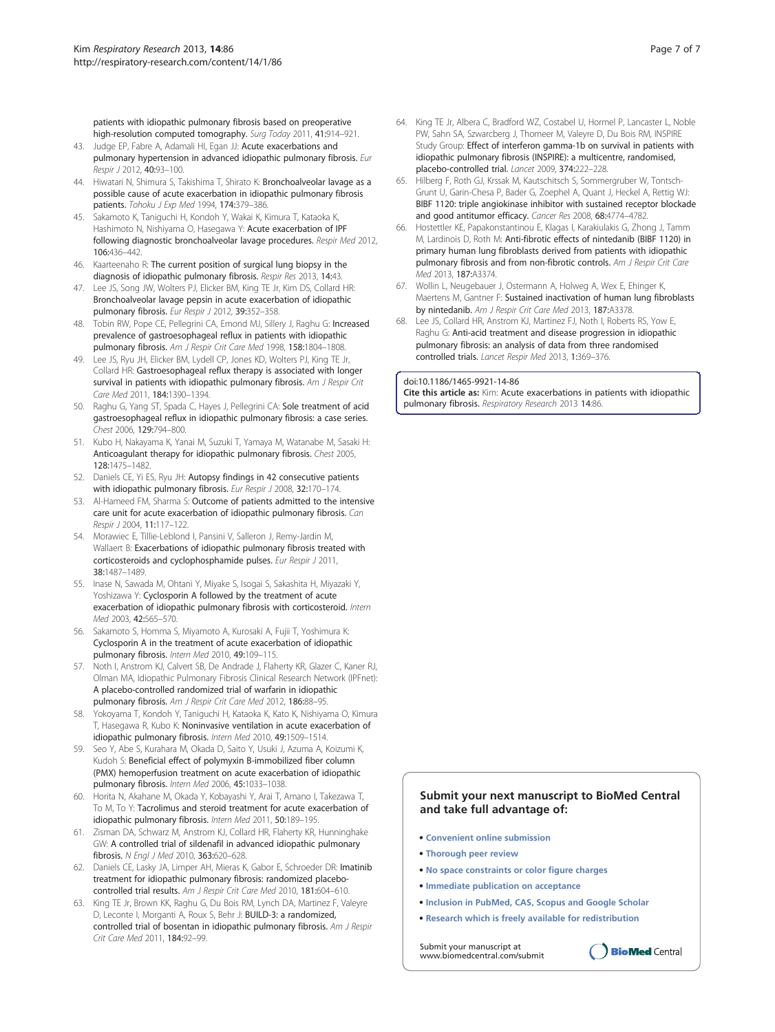patients with idiopathic pulmonary fibrosis based on preoperative high-resolution computed tomography. *Surg Today* 2011, **41**:914–921.

43. Judge EP, Fabre A, Adamali HI, Egan JJ: **Acute exacerbations and pulmonary hypertension in advanced idiopathic pulmonary fibrosis.** *Eur Respir J* 2012, **40**:93–100.
44. Hiwatari N, Shimura S, Takishima T, Shirato K: **Bronchoalveolar lavage as a possible cause of acute exacerbation in idiopathic pulmonary fibrosis patients.** *Tohoku J Exp Med* 1994, **174**:379–386.
45. Sakamoto K, Taniguchi H, Kondoh Y, Wakai K, Kimura T, Kataoka K, Hashimoto N, Nishiyama O, Hasegawa Y: **Acute exacerbation of IPF following diagnostic bronchoalveolar lavage procedures.** *Respir Med* 2012, **106**:436–442.
46. Kaarteenaho R: **The current position of surgical lung biopsy in the diagnosis of idiopathic pulmonary fibrosis.** *Respir Res* 2013, **14**:43.
47. Lee JS, Song JW, Wolters PJ, Elicker BM, King TE Jr, Kim DS, Collard HR: **Bronchoalveolar lavage pepsin in acute exacerbation of idiopathic pulmonary fibrosis.** *Eur Respir J* 2012, **39**:352–358.
48. Tobin RW, Pope CE, Pellegrini CA, Emond MJ, Sillery J, Raghu G: **Increased prevalence of gastroesophageal reflux in patients with idiopathic pulmonary fibrosis.** *Am J Respir Crit Care Med* 1998, **158**:1804–1808.
49. Lee JS, Ryu JH, Elicker BM, Lydell CP, Jones KD, Wolters PJ, King TE Jr, Collard HR: **Gastroesophageal reflux therapy is associated with longer survival in patients with idiopathic pulmonary fibrosis.** *Am J Respir Crit Care Med* 2011, **184**:1390–1394.
50. Raghu G, Yang ST, Spada C, Hayes J, Pellegrini CA: **Sole treatment of acid gastroesophageal reflux in idiopathic pulmonary fibrosis: a case series.** *Chest* 2006, **129**:794–800.
51. Kubo H, Nakayama K, Yanai M, Suzuki T, Yamaya M, Watanabe M, Sasaki H: **Anticoagulant therapy for idiopathic pulmonary fibrosis.** *Chest* 2005, **128**:1475–1482.
52. Daniels CE, Yi ES, Ryu JH: **Autopsy findings in 42 consecutive patients with idiopathic pulmonary fibrosis.** *Eur Respir J* 2008, **32**:170–174.
53. Al-Hameed FM, Sharma S: **Outcome of patients admitted to the intensive care unit for acute exacerbation of idiopathic pulmonary fibrosis.** *Can Respir J* 2004, **11**:117–122.
54. Morawiec E, Tillie-Leblond I, Pansini V, Salleron J, Remy-Jardin M, Wallaert B: **Exacerbations of idiopathic pulmonary fibrosis treated with corticosteroids and cyclophosphamide pulses.** *Eur Respir J* 2011, **38**:1487–1489.
55. Inase N, Sawada M, Ohtani Y, Miyake S, Isogai S, Sakashita H, Miyazaki Y, Yoshizawa Y: **Cyclosporin A followed by the treatment of acute exacerbation of idiopathic pulmonary fibrosis with corticosteroid.** *Intern Med* 2003, **42**:565–570.
56. Sakamoto S, Homma S, Miyamoto A, Kurosaki A, Fujii T, Yoshimura K: **Cyclosporin A in the treatment of acute exacerbation of idiopathic pulmonary fibrosis.** *Intern Med* 2010, **49**:109–115.
57. Noth I, Anstrom KJ, Calvert SB, De Andrade J, Flaherty KR, Glazer C, Kaner RJ, Olman MA, Idiopathic Pulmonary Fibrosis Clinical Research Network (IPFnet): **A placebo-controlled randomized trial of warfarin in idiopathic pulmonary fibrosis.** *Am J Respir Crit Care Med* 2012, **186**:88–95.
58. Yokoyama T, Kondoh Y, Taniguchi H, Kataoka K, Kato K, Nishiyama O, Kimura T, Hasegawa R, Kubo K: **Noninvasive ventilation in acute exacerbation of idiopathic pulmonary fibrosis.** *Intern Med* 2010, **49**:1509–1514.
59. Seo Y, Abe S, Kurahara M, Okada D, Saito Y, Usuki J, Azuma A, Koizumi K, Kudoh S: **Beneficial effect of polymyxin B-immobilized fiber column (PMX) hemoperfusion treatment on acute exacerbation of idiopathic pulmonary fibrosis.** *Intern Med* 2006, **45**:1033–1038.
60. Horita N, Akahane M, Okada Y, Kobayashi Y, Arai T, Amano I, Takezawa T, To M, To Y: **Tacrolimus and steroid treatment for acute exacerbation of idiopathic pulmonary fibrosis.** *Intern Med* 2011, **50**:189–195.
61. Zisman DA, Schwarz M, Anstrom KJ, Collard HR, Flaherty KR, Hunninghake GW: **A controlled trial of sildenafil in advanced idiopathic pulmonary fibrosis.** *N Engl J Med* 2010, **363**:620–628.
62. Daniels CE, Lasky JA, Limper AH, Mieras K, Gabor E, Schroeder DR: **Imatinib treatment for idiopathic pulmonary fibrosis: randomized placebo-controlled trial results.** *Am J Respir Crit Care Med* 2010, **181**:604–610.
63. King TE Jr, Brown KK, Raghu G, Du Bois RM, Lynch DA, Martinez F, Valeyre D, Leconte I, Morganti A, Roux S, Behr J: **BUILD-3: a randomized, controlled trial of bosentan in idiopathic pulmonary fibrosis.** *Am J Respir Crit Care Med* 2011, **184**:92–99.
64. King TE Jr, Albera C, Bradford WZ, Costabel U, Hormel P, Lancaster L, Noble PW, Sahn SA, Szwarcberg J, Thomeer M, Valeyre D, Du Bois RM, INSPIRE Study Group: **Effect of interferon gamma-1b on survival in patients with idiopathic pulmonary fibrosis (INSPIRE): a multicentre, randomised, placebo-controlled trial.** *Lancet* 2009, **374**:222–228.
65. Hilberg F, Roth GJ, Krssak M, Kautschitsch S, Sommergruber W, Tontsch-Grunt U, Garin-Chesa P, Bader G, Zoephel A, Quant J, Heckel A, Rettig WJ: **BIBF 1120: triple angiokinase inhibitor with sustained receptor blockade and good antitumor efficacy.** *Cancer Res* 2008, **68**:4774–4782.
66. Hostettler KE, Papakonstantinou E, Klagas I, Karakiulakis G, Zhong J, Tamm M, Lardinois D, Roth M: **Anti-fibrotic effects of nintedanib (BIBF 1120) in primary human lung fibroblasts derived from patients with idiopathic pulmonary fibrosis and from non-fibrotic controls.** *Am J Respir Crit Care Med* 2013, **187**:A3374.
67. Wollin L, Neugebauer J, Ostermann A, Holweg A, Wex E, Ehinger K, Maertens M, Gantner F: **Sustained inactivation of human lung fibroblasts by nintedanib.** *Am J Respir Crit Care Med* 2013, **187**:A3378.
68. Lee JS, Collard HR, Anstrom KJ, Martinez FJ, Noth I, Roberts RS, Yow E, Raghu G: **Anti-acid treatment and disease progression in idiopathic pulmonary fibrosis: an analysis of data from three randomised controlled trials.** *Lancet Respir Med* 2013, **1**:369–376.

doi:10.1186/1465-9921-14-86
**Cite this article as:** Kim: Acute exacerbations in patients with idiopathic pulmonary fibrosis. *Respiratory Research* 2013 **14**:86.

**Submit your next manuscript to BioMed Central and take full advantage of:**

- **Convenient online submission**
- **Thorough peer review**
- **No space constraints or color figure charges**
- **Immediate publication on acceptance**
- **Inclusion in PubMed, CAS, Scopus and Google Scholar**
- **Research which is freely available for redistribution**

Submit your manuscript at
www.biomedcentral.com/submit

BioMed Central